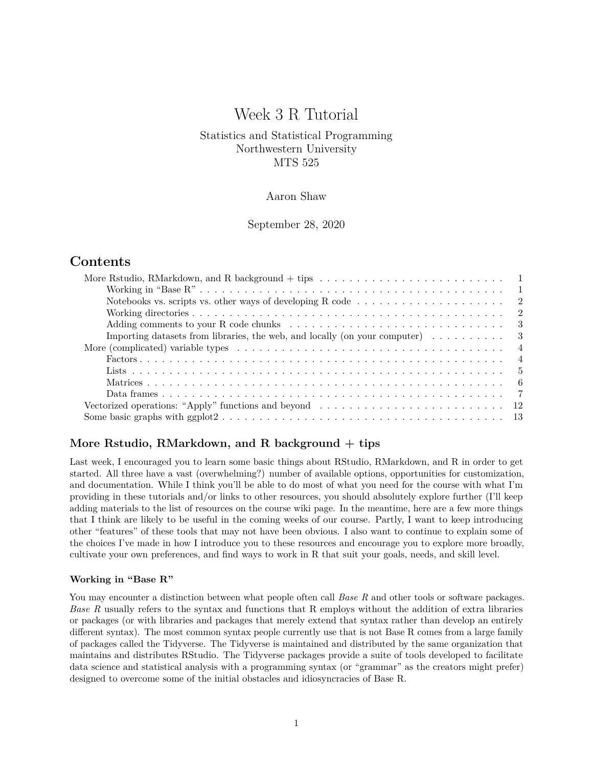# Week 3 R Tutorial

Statistics and Statistical Programming
Northwestern University
MTS 525

Aaron Shaw

September 28, 2020

## Contents

- More Rstudio, RMarkdown, and R background + tips . . . 1
  - Working in "Base R" . . . 1
  - Notebooks vs. scripts vs. other ways of developing R code . . . 2
  - Working directories . . . 2
  - Adding comments to your R code chunks . . . 3
  - Importing datasets from libraries, the web, and locally (on your computer) . . . 3
- More (complicated) variable types . . . 4
  - Factors . . . 4
  - Lists . . . 5
  - Matrices . . . 6
  - Data frames . . . 7
- Vectorized operations: "Apply" functions and beyond . . . 12
- Some basic graphs with ggplot2 . . . 13

## More Rstudio, RMarkdown, and R background + tips

Last week, I encouraged you to learn some basic things about RStudio, RMarkdown, and R in order to get started. All three have a vast (overwhelming?) number of available options, opportunities for customization, and documentation. While I think you'll be able to do most of what you need for the course with what I'm providing in these tutorials and/or links to other resources, you should absolutely explore further (I'll keep adding materials to the list of resources on the course wiki page. In the meantime, here are a few more things that I think are likely to be useful in the coming weeks of our course. Partly, I want to keep introducing other "features" of these tools that may not have been obvious. I also want to continue to explain some of the choices I've made in how I introduce you to these resources and encourage you to explore more broadly, cultivate your own preferences, and find ways to work in R that suit your goals, needs, and skill level.

### Working in "Base R"

You may encounter a distinction between what people often call *Base R* and other tools or software packages. *Base R* usually refers to the syntax and functions that R employs without the addition of extra libraries or packages (or with libraries and packages that merely extend that syntax rather than develop an entirely different syntax). The most common syntax people currently use that is not Base R comes from a large family of packages called the Tidyverse. The Tidyverse is maintained and distributed by the same organization that maintains and distributes RStudio. The Tidyverse packages provide a suite of tools developed to facilitate data science and statistical analysis with a programming syntax (or "grammar" as the creators might prefer) designed to overcome some of the initial obstacles and idiosyncracies of Base R.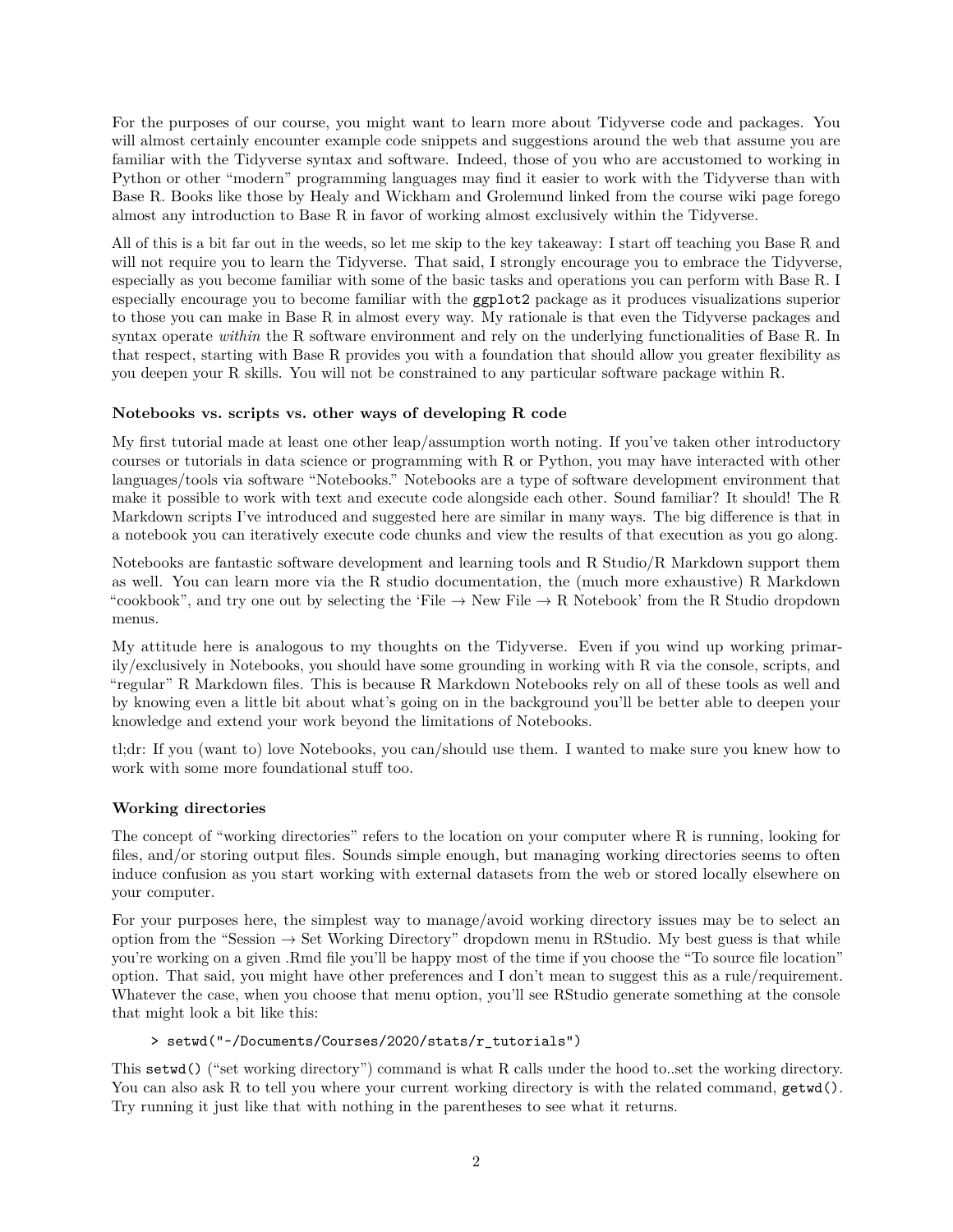For the purposes of our course, you might want to learn more about Tidyverse code and packages. You will almost certainly encounter example code snippets and suggestions around the web that assume you are familiar with the Tidyverse syntax and software. Indeed, those of you who are accustomed to working in Python or other "modern" programming languages may find it easier to work with the Tidyverse than with Base R. Books like those by Healy and Wickham and Grolemund linked from the course wiki page forego almost any introduction to Base R in favor of working almost exclusively within the Tidyverse.

All of this is a bit far out in the weeds, so let me skip to the key takeaway: I start off teaching you Base R and will not require you to learn the Tidyverse. That said, I strongly encourage you to embrace the Tidyverse, especially as you become familiar with some of the basic tasks and operations you can perform with Base R. I especially encourage you to become familiar with the `ggplot2` package as it produces visualizations superior to those you can make in Base R in almost every way. My rationale is that even the Tidyverse packages and syntax operate *within* the R software environment and rely on the underlying functionalities of Base R. In that respect, starting with Base R provides you with a foundation that should allow you greater flexibility as you deepen your R skills. You will not be constrained to any particular software package within R.

### Notebooks vs. scripts vs. other ways of developing R code

My first tutorial made at least one other leap/assumption worth noting. If you've taken other introductory courses or tutorials in data science or programming with R or Python, you may have interacted with other languages/tools via software "Notebooks." Notebooks are a type of software development environment that make it possible to work with text and execute code alongside each other. Sound familiar? It should! The R Markdown scripts I've introduced and suggested here are similar in many ways. The big difference is that in a notebook you can iteratively execute code chunks and view the results of that execution as you go along.

Notebooks are fantastic software development and learning tools and R Studio/R Markdown support them as well. You can learn more via the R studio documentation, the (much more exhaustive) R Markdown "cookbook", and try one out by selecting the 'File → New File → R Notebook' from the R Studio dropdown menus.

My attitude here is analogous to my thoughts on the Tidyverse. Even if you wind up working primarily/exclusively in Notebooks, you should have some grounding in working with R via the console, scripts, and "regular" R Markdown files. This is because R Markdown Notebooks rely on all of these tools as well and by knowing even a little bit about what's going on in the background you'll be better able to deepen your knowledge and extend your work beyond the limitations of Notebooks.

tl;dr: If you (want to) love Notebooks, you can/should use them. I wanted to make sure you knew how to work with some more foundational stuff too.

### Working directories

The concept of "working directories" refers to the location on your computer where R is running, looking for files, and/or storing output files. Sounds simple enough, but managing working directories seems to often induce confusion as you start working with external datasets from the web or stored locally elsewhere on your computer.

For your purposes here, the simplest way to manage/avoid working directory issues may be to select an option from the "Session → Set Working Directory" dropdown menu in RStudio. My best guess is that while you're working on a given .Rmd file you'll be happy most of the time if you choose the "To source file location" option. That said, you might have other preferences and I don't mean to suggest this as a rule/requirement. Whatever the case, when you choose that menu option, you'll see RStudio generate something at the console that might look a bit like this:

```
> setwd("~/Documents/Courses/2020/stats/r_tutorials")
```

This `setwd()` ("set working directory") command is what R calls under the hood to..set the working directory. You can also ask R to tell you where your current working directory is with the related command, `getwd()`. Try running it just like that with nothing in the parentheses to see what it returns.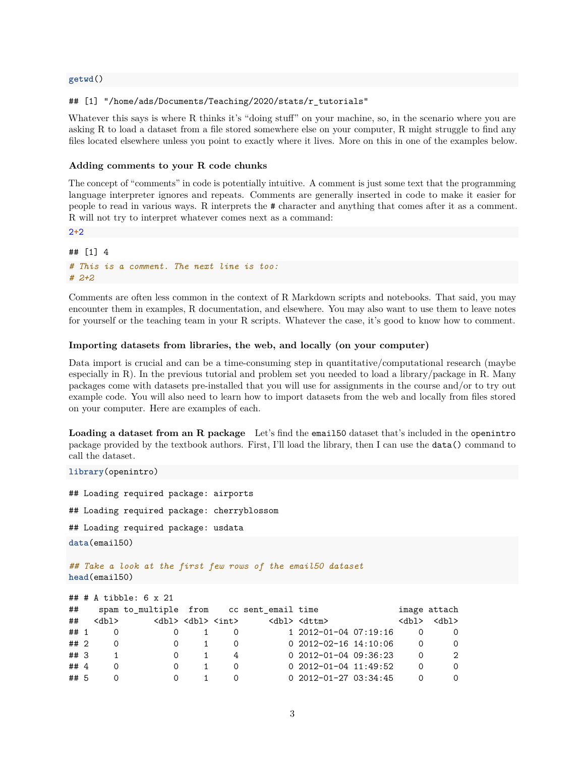```r
getwd()
```

```
## [1] "/home/ads/Documents/Teaching/2020/stats/r_tutorials"
```

Whatever this says is where R thinks it's "doing stuff" on your machine, so, in the scenario where you are asking R to load a dataset from a file stored somewhere else on your computer, R might struggle to find any files located elsewhere unless you point to exactly where it lives. More on this in one of the examples below.

### Adding comments to your R code chunks

The concept of "comments" in code is potentially intuitive. A comment is just some text that the programming language interpreter ignores and repeats. Comments are generally inserted in code to make it easier for people to read in various ways. R interprets the # character and anything that comes after it as a comment. R will not try to interpret whatever comes next as a command:

```r
2+2
```

```
## [1] 4
```

```r
# This is a comment. The next line is too:
# 2+2
```

Comments are often less common in the context of R Markdown scripts and notebooks. That said, you may encounter them in examples, R documentation, and elsewhere. You may also want to use them to leave notes for yourself or the teaching team in your R scripts. Whatever the case, it's good to know how to comment.

### Importing datasets from libraries, the web, and locally (on your computer)

Data import is crucial and can be a time-consuming step in quantitative/computational research (maybe especially in R). In the previous tutorial and problem set you needed to load a library/package in R. Many packages come with datasets pre-installed that you will use for assignments in the course and/or to try out example code. You will also need to learn how to import datasets from the web and locally from files stored on your computer. Here are examples of each.

**Loading a dataset from an R package** Let's find the `email50` dataset that's included in the `openintro` package provided by the textbook authors. First, I'll load the library, then I can use the `data()` command to call the dataset.

```r
library(openintro)
```

```
## Loading required package: airports
```

```
## Loading required package: cherryblossom
```

```
## Loading required package: usdata
```

```r
data(email50)

## Take a look at the first few rows of the email50 dataset
head(email50)
```

```
## # A tibble: 6 x 21
##    spam to_multiple  from    cc sent_email time                image attach
##   <dbl>       <dbl> <dbl> <int>      <dbl> <dttm>              <dbl>  <dbl>
## 1     0           0     1     0          1 2012-01-04 07:19:16     0      0
## 2     0           0     1     0          0 2012-02-16 14:10:06     0      0
## 3     1           0     1     4          0 2012-01-04 09:36:23     0      2
## 4     0           0     1     0          0 2012-01-04 11:49:52     0      0
## 5     0           0     1     0          0 2012-01-27 03:34:45     0      0
```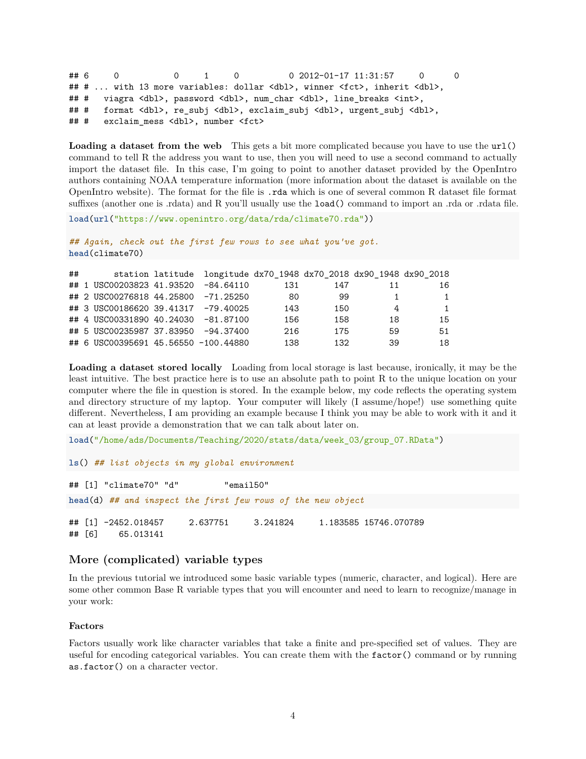```
## 6     0           0     1     0          0 2012-01-17 11:31:57     0      0
## # ... with 13 more variables: dollar <dbl>, winner <fct>, inherit <dbl>,
## #   viagra <dbl>, password <dbl>, num_char <dbl>, line_breaks <int>,
## #   format <dbl>, re_subj <dbl>, exclaim_subj <dbl>, urgent_subj <dbl>,
## #   exclaim_mess <dbl>, number <fct>
```

**Loading a dataset from the web** This gets a bit more complicated because you have to use the `url()` command to tell R the address you want to use, then you will need to use a second command to actually import the dataset file. In this case, I'm going to point to another dataset provided by the OpenIntro authors containing NOAA temperature information (more information about the dataset is available on the OpenIntro website). The format for the file is `.rda` which is one of several common R dataset file format suffixes (another one is .rdata) and R you'll usually use the `load()` command to import an .rda or .rdata file.

```r
load(url("https://www.openintro.org/data/rda/climate70.rda"))

## Again, check out the first few rows to see what you've got.
head(climate70)
```

```
##       station latitude  longitude dx70_1948 dx70_2018 dx90_1948 dx90_2018
## 1 USC00203823 41.93520  -84.64110       131       147        11        16
## 2 USC00276818 44.25800  -71.25250        80        99         1         1
## 3 USC00186620 39.41317  -79.40025       143       150         4         1
## 4 USC00331890 40.24030  -81.87100       156       158        18        15
## 5 USC00235987 37.83950  -94.37400       216       175        59        51
## 6 USC00395691 45.56550 -100.44880       138       132        39        18
```

**Loading a dataset stored locally** Loading from local storage is last because, ironically, it may be the least intuitive. The best practice here is to use an absolute path to point R to the unique location on your computer where the file in question is stored. In the example below, my code reflects the operating system and directory structure of my laptop. Your computer will likely (I assume/hope!) use something quite different. Nevertheless, I am providing an example because I think you may be able to work with it and it can at least provide a demonstration that we can talk about later on.

```r
load("/home/ads/Documents/Teaching/2020/stats/data/week_03/group_07.RData")

ls() ## list objects in my global environment
```

```
## [1] "climate70" "d"         "email50"
```

```r
head(d) ## and inspect the first few rows of the new object
```

```
## [1] -2452.018457     2.637751     3.241824     1.183585 15746.070789
## [6]    65.013141
```

## More (complicated) variable types

In the previous tutorial we introduced some basic variable types (numeric, character, and logical). Here are some other common Base R variable types that you will encounter and need to learn to recognize/manage in your work:

### Factors

Factors usually work like character variables that take a finite and pre-specified set of values. They are useful for encoding categorical variables. You can create them with the `factor()` command or by running `as.factor()` on a character vector.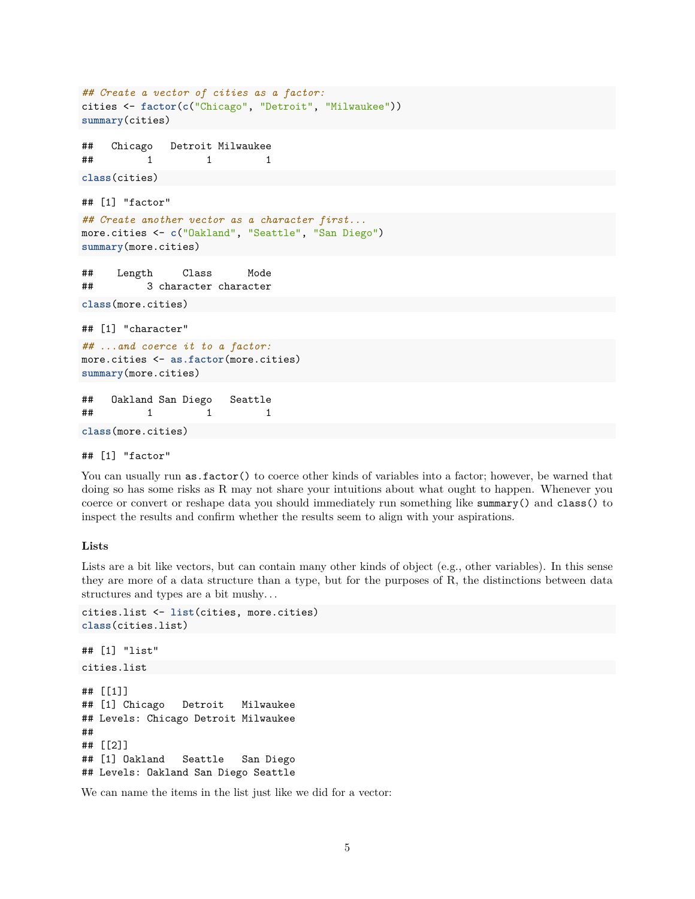```r
## Create a vector of cities as a factor:
cities <- factor(c("Chicago", "Detroit", "Milwaukee"))
summary(cities)
```

```
##   Chicago   Detroit Milwaukee
##         1         1         1
```

```r
class(cities)
```

```
## [1] "factor"
```

```r
## Create another vector as a character first...
more.cities <- c("Oakland", "Seattle", "San Diego")
summary(more.cities)
```

```
##    Length     Class      Mode
##         3 character character
```

```r
class(more.cities)
```

```
## [1] "character"
```

```r
## ...and coerce it to a factor:
more.cities <- as.factor(more.cities)
summary(more.cities)
```

```
##   Oakland San Diego   Seattle
##         1         1         1
```

```r
class(more.cities)
```

```
## [1] "factor"
```

You can usually run `as.factor()` to coerce other kinds of variables into a factor; however, be warned that doing so has some risks as R may not share your intuitions about what ought to happen. Whenever you coerce or convert or reshape data you should immediately run something like `summary()` and `class()` to inspect the results and confirm whether the results seem to align with your aspirations.

### Lists

Lists are a bit like vectors, but can contain many other kinds of object (e.g., other variables). In this sense they are more of a data structure than a type, but for the purposes of R, the distinctions between data structures and types are a bit mushy...

```r
cities.list <- list(cities, more.cities)
class(cities.list)
```

```
## [1] "list"
```

```r
cities.list
```

```
## [[1]]
## [1] Chicago   Detroit   Milwaukee
## Levels: Chicago Detroit Milwaukee
##
## [[2]]
## [1] Oakland   Seattle   San Diego
## Levels: Oakland San Diego Seattle
```

We can name the items in the list just like we did for a vector: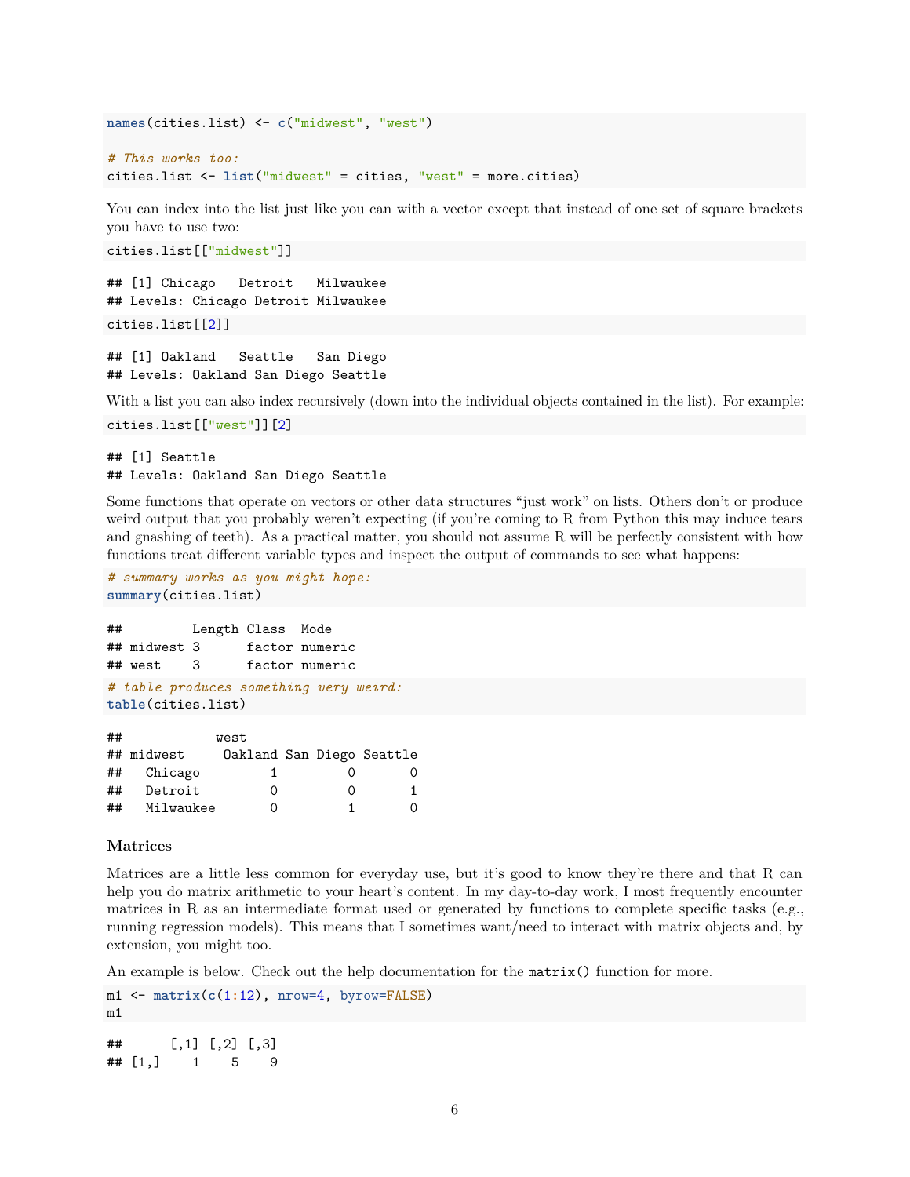```r
names(cities.list) <- c("midwest", "west")

# This works too:
cities.list <- list("midwest" = cities, "west" = more.cities)
```

You can index into the list just like you can with a vector except that instead of one set of square brackets you have to use two:

```r
cities.list[["midwest"]]
```

```
## [1] Chicago   Detroit   Milwaukee
## Levels: Chicago Detroit Milwaukee
```

```r
cities.list[[2]]
```

```
## [1] Oakland   Seattle   San Diego
## Levels: Oakland San Diego Seattle
```

With a list you can also index recursively (down into the individual objects contained in the list). For example:

```r
cities.list[["west"]][2]
```

```
## [1] Seattle
## Levels: Oakland San Diego Seattle
```

Some functions that operate on vectors or other data structures "just work" on lists. Others don't or produce weird output that you probably weren't expecting (if you're coming to R from Python this may induce tears and gnashing of teeth). As a practical matter, you should not assume R will be perfectly consistent with how functions treat different variable types and inspect the output of commands to see what happens:

```r
# summary works as you might hope:
summary(cities.list)
```

```
##         Length Class  Mode
## midwest 3      factor numeric
## west    3      factor numeric
```

```r
# table produces something very weird:
table(cities.list)
```

```
##            west
## midwest     Oakland San Diego Seattle
##   Chicago         1         0       0
##   Detroit         0         0       1
##   Milwaukee       0         1       0
```

### Matrices

Matrices are a little less common for everyday use, but it's good to know they're there and that R can help you do matrix arithmetic to your heart's content. In my day-to-day work, I most frequently encounter matrices in R as an intermediate format used or generated by functions to complete specific tasks (e.g., running regression models). This means that I sometimes want/need to interact with matrix objects and, by extension, you might too.

An example is below. Check out the help documentation for the `matrix()` function for more.

```r
m1 <- matrix(c(1:12), nrow=4, byrow=FALSE)
m1
```

```
##      [,1] [,2] [,3]
## [1,]    1    5    9
```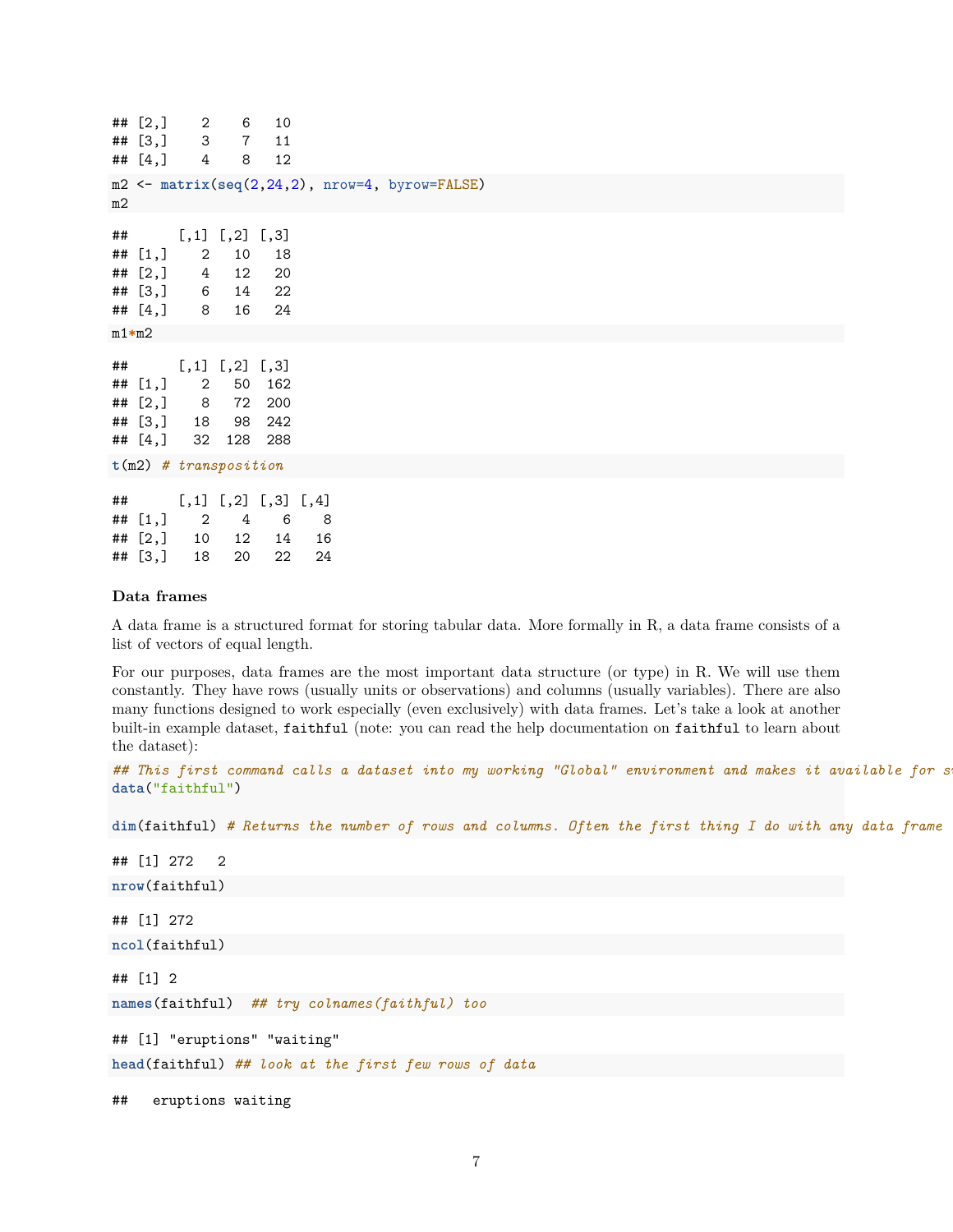```
## [2,]    2    6   10
## [3,]    3    7   11
## [4,]    4    8   12
```

```
m2 <- matrix(seq(2,24,2), nrow=4, byrow=FALSE)
m2
```

```
##      [,1] [,2] [,3]
## [1,]    2   10   18
## [2,]    4   12   20
## [3,]    6   14   22
## [4,]    8   16   24
```

```
m1*m2
```

```
##      [,1] [,2] [,3]
## [1,]    2   50  162
## [2,]    8   72  200
## [3,]   18   98  242
## [4,]   32  128  288
```

```
t(m2) # transposition
```

```
##      [,1] [,2] [,3] [,4]
## [1,]    2    4    6    8
## [2,]   10   12   14   16
## [3,]   18   20   22   24
```

### Data frames

A data frame is a structured format for storing tabular data. More formally in R, a data frame consists of a list of vectors of equal length.

For our purposes, data frames are the most important data structure (or type) in R. We will use them constantly. They have rows (usually units or observations) and columns (usually variables). There are also many functions designed to work especially (even exclusively) with data frames. Let's take a look at another built-in example dataset, `faithful` (note: you can read the help documentation on `faithful` to learn about the dataset):

```
## This first command calls a dataset into my working "Global" environment and makes it available for s
data("faithful")

dim(faithful) # Returns the number of rows and columns. Often the first thing I do with any data frame
```

```
## [1] 272   2
```

```
nrow(faithful)
```

```
## [1] 272
```

```
ncol(faithful)
```

```
## [1] 2
```

```
names(faithful)  ## try colnames(faithful) too
```

```
## [1] "eruptions" "waiting"
```

```
head(faithful) ## look at the first few rows of data
```

```
##   eruptions waiting
```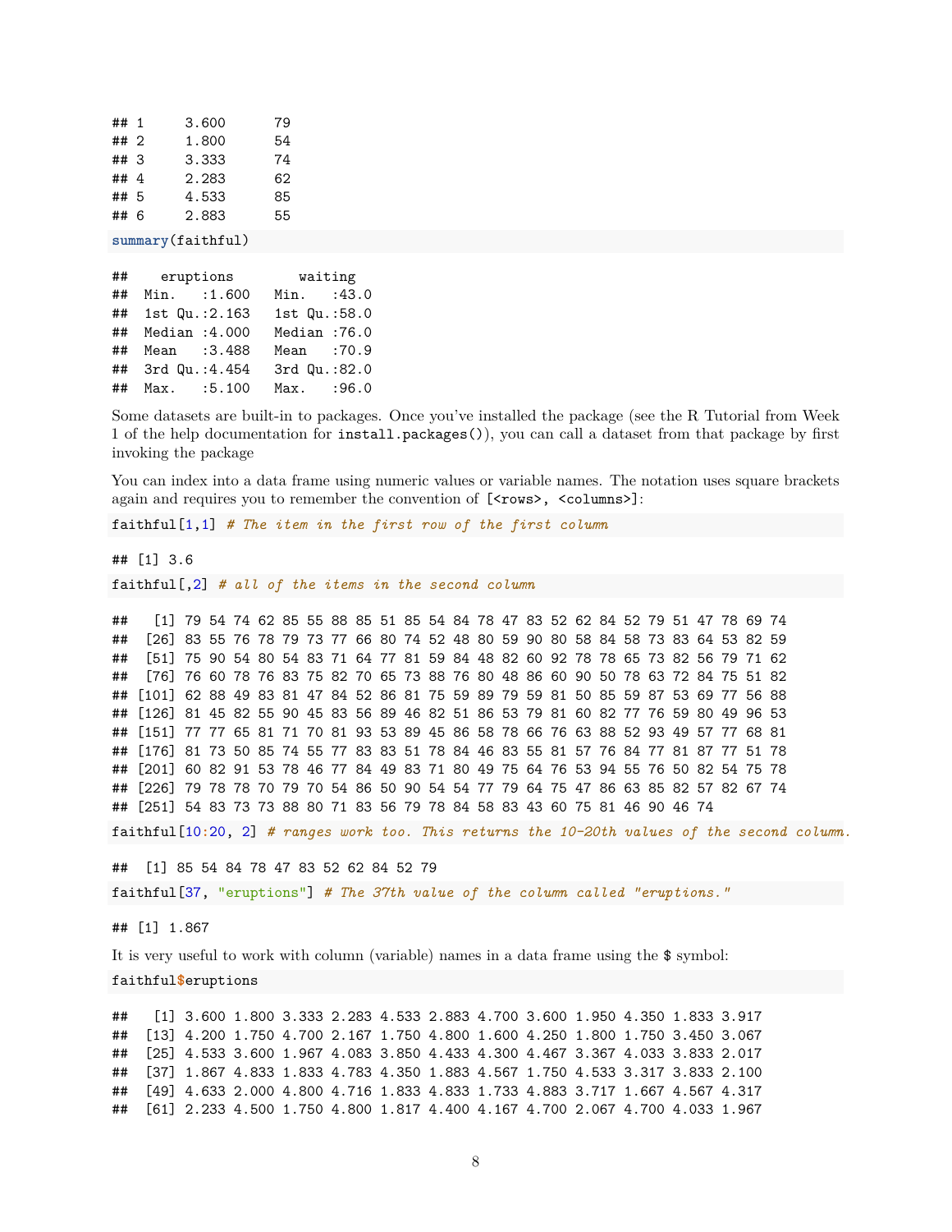```
## 1     3.600      79
## 2     1.800      54
## 3     3.333      74
## 4     2.283      62
## 5     4.533      85
## 6     2.883      55
```

```
summary(faithful)
```

```
##    eruptions        waiting
##  Min.   :1.600   Min.   :43.0
##  1st Qu.:2.163   1st Qu.:58.0
##  Median :4.000   Median :76.0
##  Mean   :3.488   Mean   :70.9
##  3rd Qu.:4.454   3rd Qu.:82.0
##  Max.   :5.100   Max.   :96.0
```

Some datasets are built-in to packages. Once you've installed the package (see the R Tutorial from Week 1 of the help documentation for `install.packages()`), you can call a dataset from that package by first invoking the package

You can index into a data frame using numeric values or variable names. The notation uses square brackets again and requires you to remember the convention of `[<rows>, <columns>]`:

```
faithful[1,1] # The item in the first row of the first column
```

```
## [1] 3.6
```

```
faithful[,2] # all of the items in the second column
```

```
##   [1] 79 54 74 62 85 55 88 85 51 85 54 84 78 47 83 52 62 84 52 79 51 47 78 69 74
##  [26] 83 55 76 78 79 73 77 66 80 74 52 48 80 59 90 80 58 84 58 73 83 64 53 82 59
##  [51] 75 90 54 80 54 83 71 64 77 81 59 84 48 82 60 92 78 78 65 73 82 56 79 71 62
##  [76] 76 60 78 76 83 75 82 70 65 73 88 76 80 48 86 60 90 50 78 63 72 84 75 51 82
## [101] 62 88 49 83 81 47 84 52 86 81 75 59 89 79 59 81 50 85 59 87 53 69 77 56 88
## [126] 81 45 82 55 90 45 83 56 89 46 82 51 86 53 79 81 60 82 77 76 59 80 49 96 53
## [151] 77 77 65 81 71 70 81 93 53 89 45 86 58 78 66 76 63 88 52 93 49 57 77 68 81
## [176] 81 73 50 85 74 55 77 83 83 51 78 84 46 83 55 81 57 76 84 77 81 87 77 51 78
## [201] 60 82 91 53 78 46 77 84 49 83 71 80 49 75 64 76 53 94 55 76 50 82 54 75 78
## [226] 79 78 78 70 79 70 54 86 50 90 54 54 77 79 64 75 47 86 63 85 82 57 82 67 74
## [251] 54 83 73 73 88 80 71 83 56 79 78 84 58 83 43 60 75 81 46 90 46 74
```

```
faithful[10:20, 2] # ranges work too. This returns the 10-20th values of the second column.
```

```
##  [1] 85 54 84 78 47 83 52 62 84 52 79
```

```
faithful[37, "eruptions"] # The 37th value of the column called "eruptions."
```

```
## [1] 1.867
```

It is very useful to work with column (variable) names in a data frame using the `$` symbol:

```
faithful$eruptions
```

```
##   [1] 3.600 1.800 3.333 2.283 4.533 2.883 4.700 3.600 1.950 4.350 1.833 3.917
##  [13] 4.200 1.750 4.700 2.167 1.750 4.800 1.600 4.250 1.800 1.750 3.450 3.067
##  [25] 4.533 3.600 1.967 4.083 3.850 4.433 4.300 4.467 3.367 4.033 3.833 2.017
##  [37] 1.867 4.833 1.833 4.783 4.350 1.883 4.567 1.750 4.533 3.317 3.833 2.100
##  [49] 4.633 2.000 4.800 4.716 1.833 4.833 1.733 4.883 3.717 1.667 4.567 4.317
##  [61] 2.233 4.500 1.750 4.800 1.817 4.400 4.167 4.700 2.067 4.700 4.033 1.967
```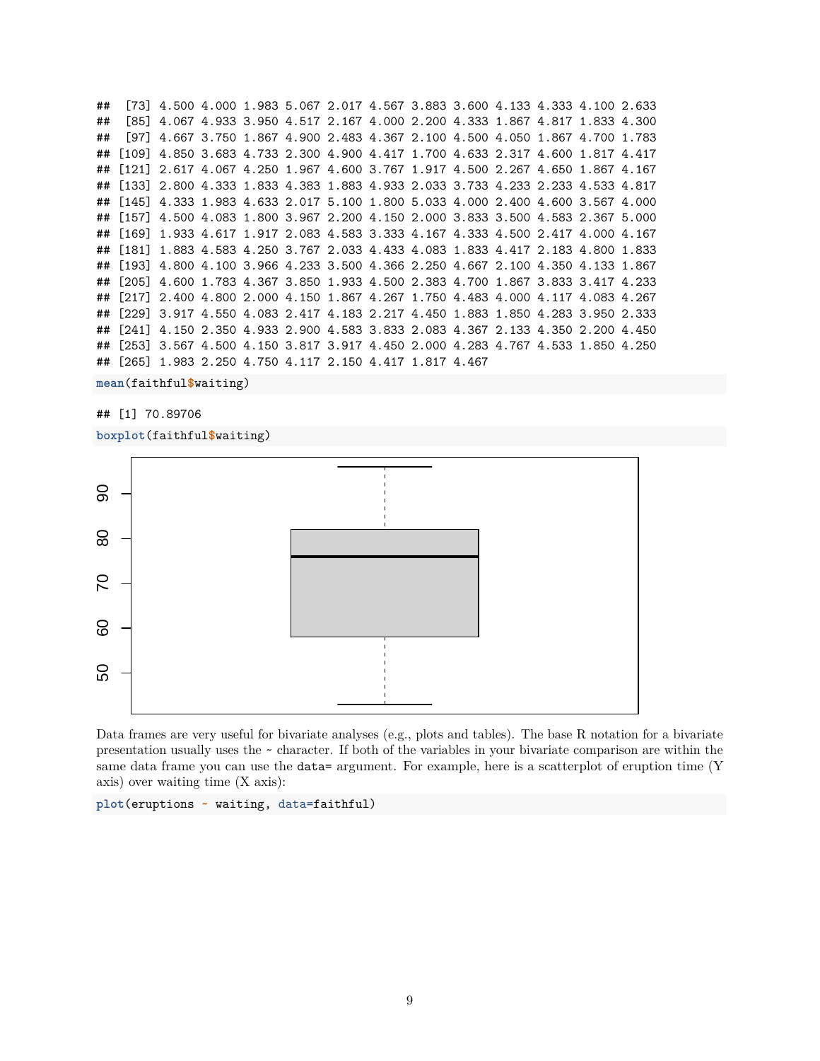```
##  [73] 4.500 4.000 1.983 5.067 2.017 4.567 3.883 3.600 4.133 4.333 4.100 2.633
##  [85] 4.067 4.933 3.950 4.517 2.167 4.000 2.200 4.333 1.867 4.817 1.833 4.300
##  [97] 4.667 3.750 1.867 4.900 2.483 4.367 2.100 4.500 4.050 1.867 4.700 1.783
## [109] 4.850 3.683 4.733 2.300 4.900 4.417 1.700 4.633 2.317 4.600 1.817 4.417
## [121] 2.617 4.067 4.250 1.967 4.600 3.767 1.917 4.500 2.267 4.650 1.867 4.167
## [133] 2.800 4.333 1.833 4.383 1.883 4.933 2.033 3.733 4.233 2.233 4.533 4.817
## [145] 4.333 1.983 4.633 2.017 5.100 1.800 5.033 4.000 2.400 4.600 3.567 4.000
## [157] 4.500 4.083 1.800 3.967 2.200 4.150 2.000 3.833 3.500 4.583 2.367 5.000
## [169] 1.933 4.617 1.917 2.083 4.583 3.333 4.167 4.333 4.500 2.417 4.000 4.167
## [181] 1.883 4.583 4.250 3.767 2.033 4.433 4.083 1.833 4.417 2.183 4.800 1.833
## [193] 4.800 4.100 3.966 4.233 3.500 4.366 2.250 4.667 2.100 4.350 4.133 1.867
## [205] 4.600 1.783 4.367 3.850 1.933 4.500 2.383 4.700 1.867 3.833 3.417 4.233
## [217] 2.400 4.800 2.000 4.150 1.867 4.267 1.750 4.483 4.000 4.117 4.083 4.267
## [229] 3.917 4.550 4.083 2.417 4.183 2.217 4.450 1.883 1.850 4.283 3.950 2.333
## [241] 4.150 2.350 4.933 2.900 4.583 3.833 2.083 4.367 2.133 4.350 2.200 4.450
## [253] 3.567 4.500 4.150 3.817 3.917 4.450 2.000 4.283 4.767 4.533 1.850 4.250
## [265] 1.983 2.250 4.750 4.117 2.150 4.417 1.817 4.467
```

```
mean(faithful$waiting)
```

```
## [1] 70.89706
```

```
boxplot(faithful$waiting)
```

Data frames are very useful for bivariate analyses (e.g., plots and tables). The base R notation for a bivariate presentation usually uses the ~ character. If both of the variables in your bivariate comparison are within the same data frame you can use the `data=` argument. For example, here is a scatterplot of eruption time (Y axis) over waiting time (X axis):

```
plot(eruptions ~ waiting, data=faithful)
```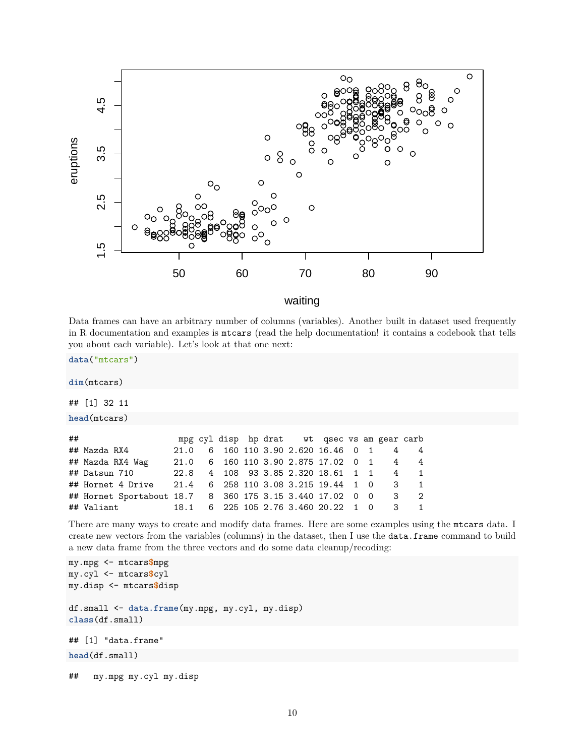Data frames can have an arbitrary number of columns (variables). Another built in dataset used frequently in R documentation and examples is `mtcars` (read the help documentation! it contains a codebook that tells you about each variable). Let's look at that one next:

```
data("mtcars")

dim(mtcars)
```

```
## [1] 32 11
```

```
head(mtcars)
```

```
##                    mpg cyl disp  hp drat    wt  qsec vs am gear carb
## Mazda RX4         21.0   6  160 110 3.90 2.620 16.46  0  1    4    4
## Mazda RX4 Wag     21.0   6  160 110 3.90 2.875 17.02  0  1    4    4
## Datsun 710        22.8   4  108  93 3.85 2.320 18.61  1  1    4    1
## Hornet 4 Drive    21.4   6  258 110 3.08 3.215 19.44  1  0    3    1
## Hornet Sportabout 18.7   8  360 175 3.15 3.440 17.02  0  0    3    2
## Valiant           18.1   6  225 105 2.76 3.460 20.22  1  0    3    1
```

There are many ways to create and modify data frames. Here are some examples using the `mtcars` data. I create new vectors from the variables (columns) in the dataset, then I use the `data.frame` command to build a new data frame from the three vectors and do some data cleanup/recoding:

```
my.mpg <- mtcars$mpg
my.cyl <- mtcars$cyl
my.disp <- mtcars$disp

df.small <- data.frame(my.mpg, my.cyl, my.disp)
class(df.small)
```

```
## [1] "data.frame"
```

```
head(df.small)
```

```
##   my.mpg my.cyl my.disp
```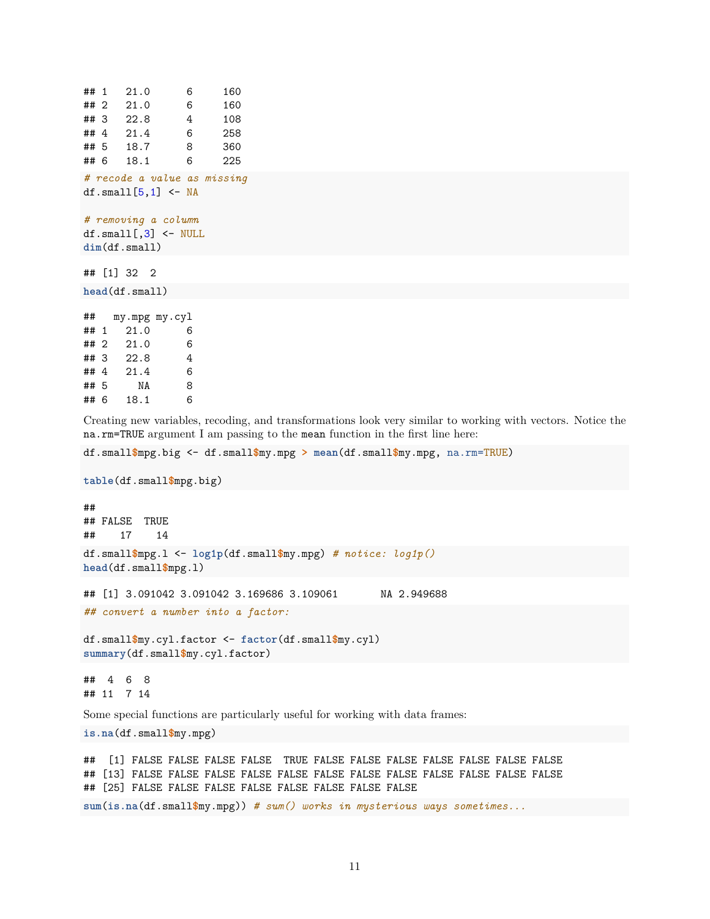```
## 1   21.0      6     160
## 2   21.0      6     160
## 3   22.8      4     108
## 4   21.4      6     258
## 5   18.7      8     360
## 6   18.1      6     225
```

```
# recode a value as missing
df.small[5,1] <- NA

# removing a column
df.small[,3] <- NULL
dim(df.small)
```

```
## [1] 32  2
```

```
head(df.small)
```

```
##   my.mpg my.cyl
## 1   21.0      6
## 2   21.0      6
## 3   22.8      4
## 4   21.4      6
## 5     NA      8
## 6   18.1      6
```

Creating new variables, recoding, and transformations look very similar to working with vectors. Notice the `na.rm=TRUE` argument I am passing to the `mean` function in the first line here:

```
df.small$mpg.big <- df.small$my.mpg > mean(df.small$my.mpg, na.rm=TRUE)

table(df.small$mpg.big)
```

```
##
## FALSE  TRUE
##    17    14
```

```
df.small$mpg.l <- log1p(df.small$my.mpg) # notice: log1p()
head(df.small$mpg.l)
```

```
## [1] 3.091042 3.091042 3.169686 3.109061       NA 2.949688
```

```
## convert a number into a factor:

df.small$my.cyl.factor <- factor(df.small$my.cyl)
summary(df.small$my.cyl.factor)
```

```
##  4  6  8
## 11  7 14
```

Some special functions are particularly useful for working with data frames:

```
is.na(df.small$my.mpg)
```

```
##  [1] FALSE FALSE FALSE FALSE  TRUE FALSE FALSE FALSE FALSE FALSE FALSE FALSE
## [13] FALSE FALSE FALSE FALSE FALSE FALSE FALSE FALSE FALSE FALSE FALSE FALSE
## [25] FALSE FALSE FALSE FALSE FALSE FALSE FALSE FALSE
```

```
sum(is.na(df.small$my.mpg)) # sum() works in mysterious ways sometimes...
```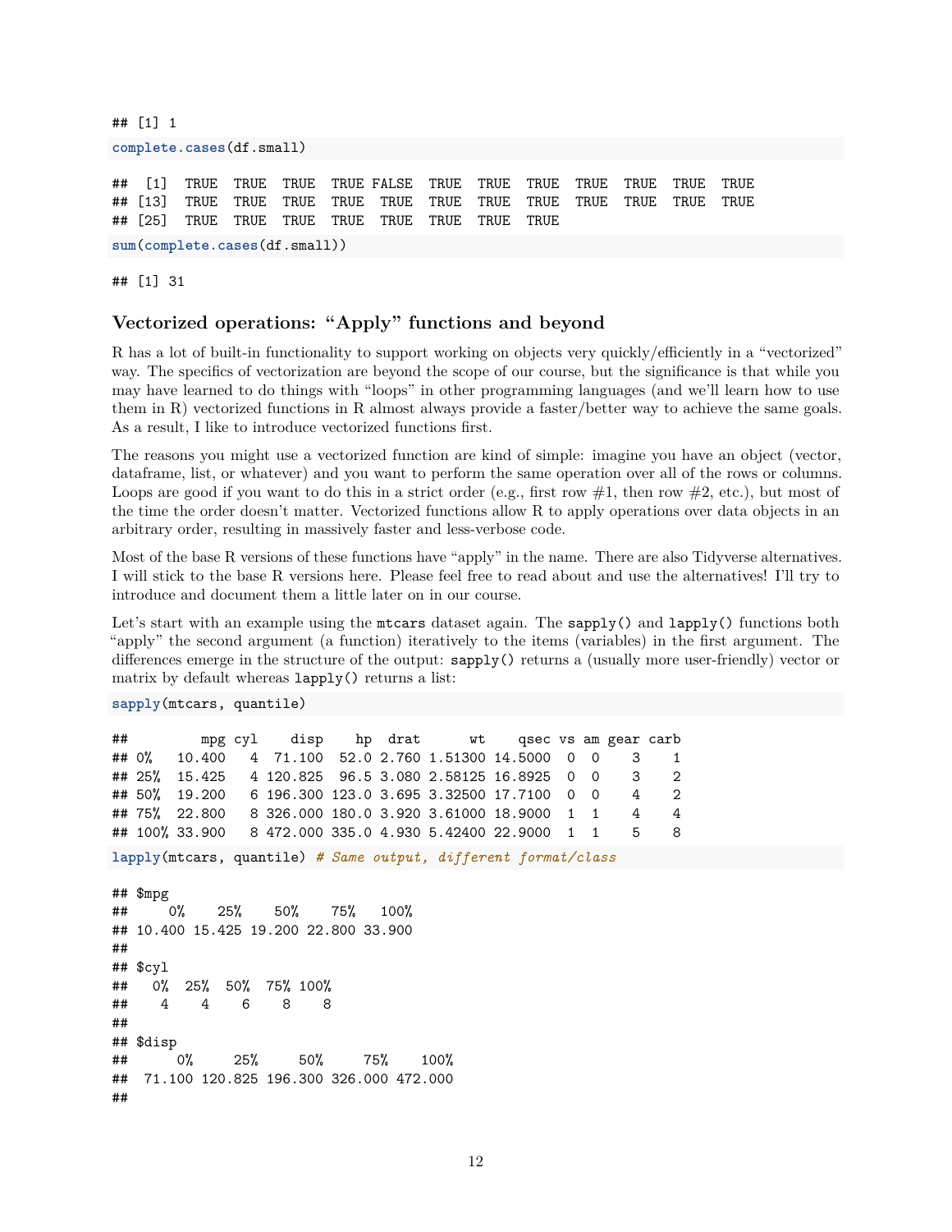```
## [1] 1
```

```
complete.cases(df.small)
```

```
##  [1]  TRUE  TRUE  TRUE  TRUE FALSE  TRUE  TRUE  TRUE  TRUE  TRUE  TRUE  TRUE
## [13]  TRUE  TRUE  TRUE  TRUE  TRUE  TRUE  TRUE  TRUE  TRUE  TRUE  TRUE  TRUE
## [25]  TRUE  TRUE  TRUE  TRUE  TRUE  TRUE  TRUE  TRUE
```

```
sum(complete.cases(df.small))
```

```
## [1] 31
```

### Vectorized operations: "Apply" functions and beyond

R has a lot of built-in functionality to support working on objects very quickly/efficiently in a "vectorized" way. The specifics of vectorization are beyond the scope of our course, but the significance is that while you may have learned to do things with "loops" in other programming languages (and we'll learn how to use them in R) vectorized functions in R almost always provide a faster/better way to achieve the same goals. As a result, I like to introduce vectorized functions first.

The reasons you might use a vectorized function are kind of simple: imagine you have an object (vector, dataframe, list, or whatever) and you want to perform the same operation over all of the rows or columns. Loops are good if you want to do this in a strict order (e.g., first row #1, then row #2, etc.), but most of the time the order doesn't matter. Vectorized functions allow R to apply operations over data objects in an arbitrary order, resulting in massively faster and less-verbose code.

Most of the base R versions of these functions have "apply" in the name. There are also Tidyverse alternatives. I will stick to the base R versions here. Please feel free to read about and use the alternatives! I'll try to introduce and document them a little later on in our course.

Let's start with an example using the `mtcars` dataset again. The `sapply()` and `lapply()` functions both "apply" the second argument (a function) iteratively to the items (variables) in the first argument. The differences emerge in the structure of the output: `sapply()` returns a (usually more user-friendly) vector or matrix by default whereas `lapply()` returns a list:

```
sapply(mtcars, quantile)
```

```
##         mpg cyl    disp    hp  drat      wt    qsec vs am gear carb
## 0%   10.400   4  71.100  52.0 2.760 1.51300 14.5000  0  0    3    1
## 25%  15.425   4 120.825  96.5 3.080 2.58125 16.8925  0  0    3    2
## 50%  19.200   6 196.300 123.0 3.695 3.32500 17.7100  0  0    4    2
## 75%  22.800   8 326.000 180.0 3.920 3.61000 18.9000  1  1    4    4
## 100% 33.900   8 472.000 335.0 4.930 5.42400 22.9000  1  1    5    8
```

```
lapply(mtcars, quantile) # Same output, different format/class
```

```
## $mpg
##     0%    25%    50%    75%   100% 
## 10.400 15.425 19.200 22.800 33.900 
## 
## $cyl
##   0%  25%  50%  75% 100% 
##    4    4    6    8    8 
## 
## $disp
##      0%     25%     50%     75%    100% 
##  71.100 120.825 196.300 326.000 472.000 
## 
```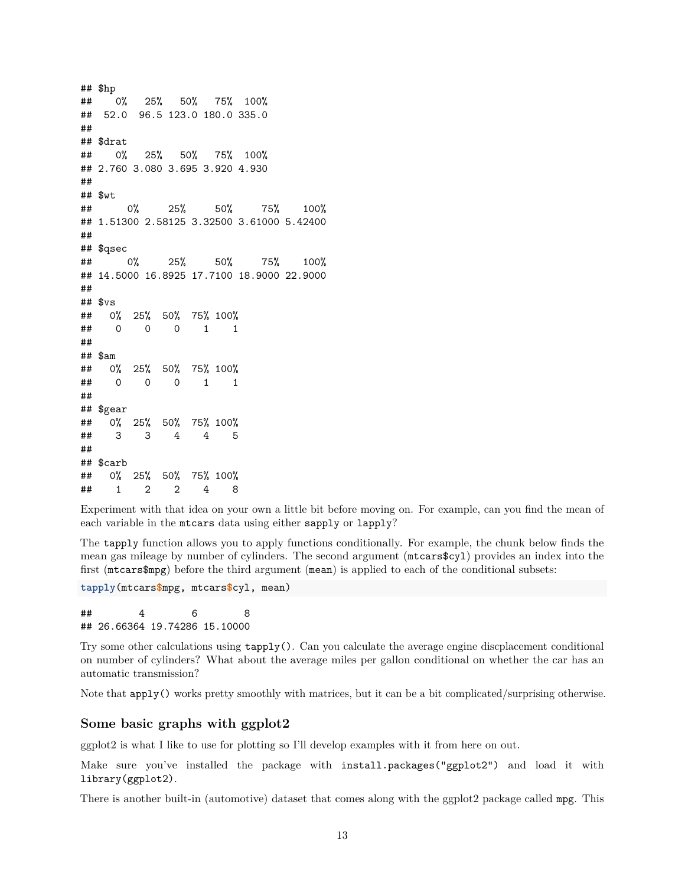```
## $hp
##    0%   25%   50%   75%  100% 
##  52.0  96.5 123.0 180.0 335.0 
## 
## $drat
##    0%   25%   50%   75%  100% 
## 2.760 3.080 3.695 3.920 4.930 
## 
## $wt
##      0%     25%     50%     75%    100% 
## 1.51300 2.58125 3.32500 3.61000 5.42400 
## 
## $qsec
##      0%     25%     50%     75%    100% 
## 14.5000 16.8925 17.7100 18.9000 22.9000 
## 
## $vs
##   0%  25%  50%  75% 100% 
##    0    0    0    1    1 
## 
## $am
##   0%  25%  50%  75% 100% 
##    0    0    0    1    1 
## 
## $gear
##   0%  25%  50%  75% 100% 
##    3    3    4    4    5 
## 
## $carb
##   0%  25%  50%  75% 100% 
##    1    2    2    4    8
```

Experiment with that idea on your own a little bit before moving on. For example, can you find the mean of each variable in the `mtcars` data using either `sapply` or `lapply`?

The `tapply` function allows you to apply functions conditionally. For example, the chunk below finds the mean gas mileage by number of cylinders. The second argument (`mtcars$cyl`) provides an index into the first (`mtcars$mpg`) before the third argument (`mean`) is applied to each of the conditional subsets:

```
tapply(mtcars$mpg, mtcars$cyl, mean)
```

```
##        4        6        8 
## 26.66364 19.74286 15.10000
```

Try some other calculations using `tapply()`. Can you calculate the average engine discplacement conditional on number of cylinders? What about the average miles per gallon conditional on whether the car has an automatic transmission?

Note that `apply()` works pretty smoothly with matrices, but it can be a bit complicated/surprising otherwise.

### Some basic graphs with ggplot2

ggplot2 is what I like to use for plotting so I'll develop examples with it from here on out.

Make sure you've installed the package with `install.packages("ggplot2")` and load it with `library(ggplot2)`.

There is another built-in (automotive) dataset that comes along with the ggplot2 package called `mpg`. This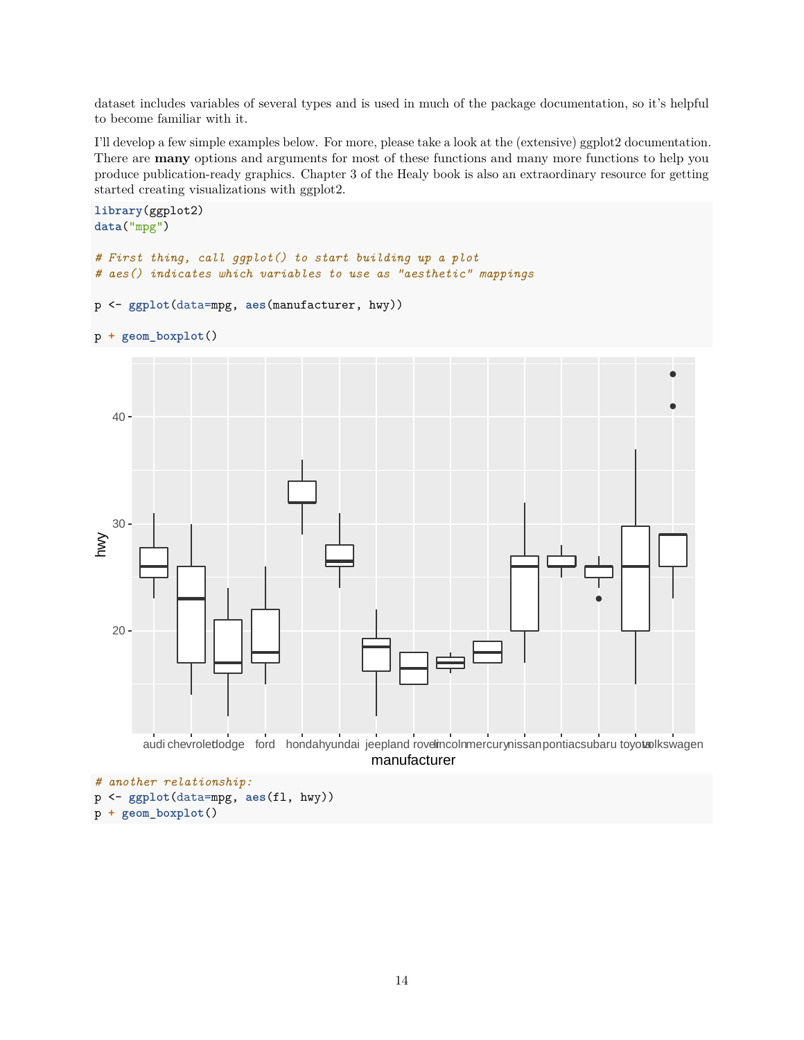dataset includes variables of several types and is used in much of the package documentation, so it's helpful to become familiar with it.

I'll develop a few simple examples below. For more, please take a look at the (extensive) ggplot2 documentation. There are **many** options and arguments for most of these functions and many more functions to help you produce publication-ready graphics. Chapter 3 of the Healy book is also an extraordinary resource for getting started creating visualizations with ggplot2.

```
library(ggplot2)
data("mpg")

# First thing, call ggplot() to start building up a plot
# aes() indicates which variables to use as "aesthetic" mappings

p <- ggplot(data=mpg, aes(manufacturer, hwy))

p + geom_boxplot()
```

```
# another relationship:
p <- ggplot(data=mpg, aes(fl, hwy))
p + geom_boxplot()
```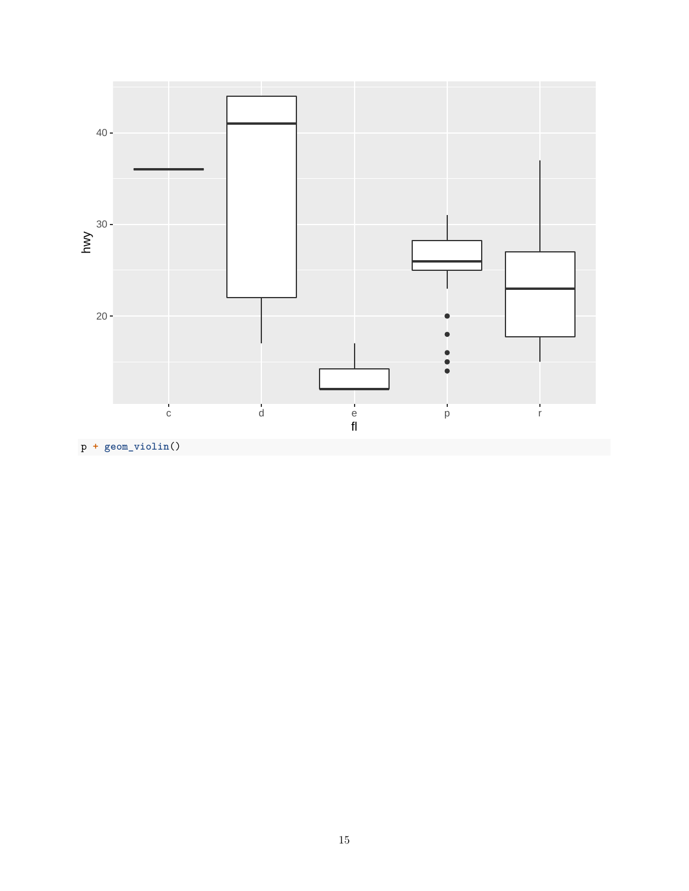```
p + geom_violin()
```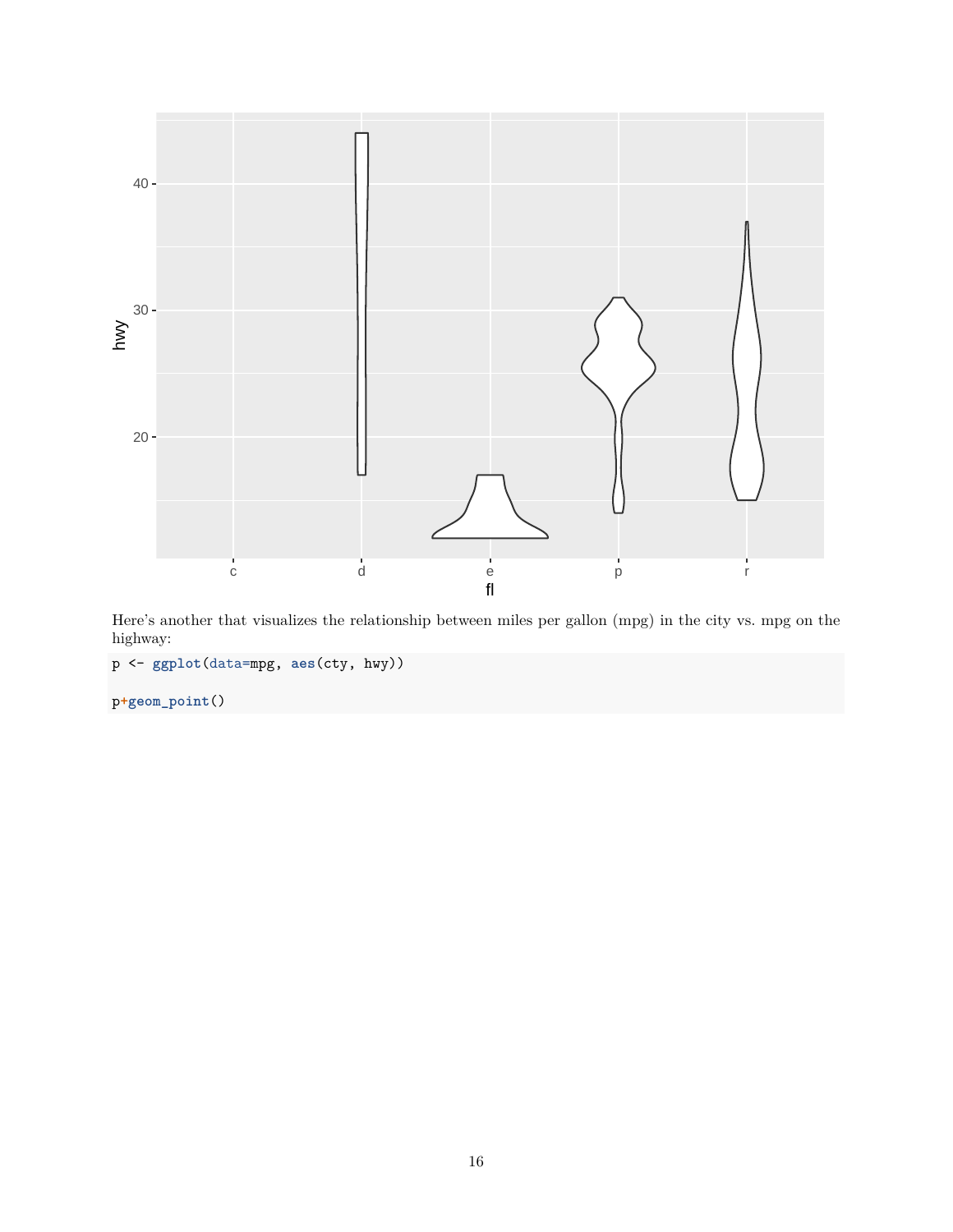Here's another that visualizes the relationship between miles per gallon (mpg) in the city vs. mpg on the highway:

```
p <- ggplot(data=mpg, aes(cty, hwy))

p+geom_point()
```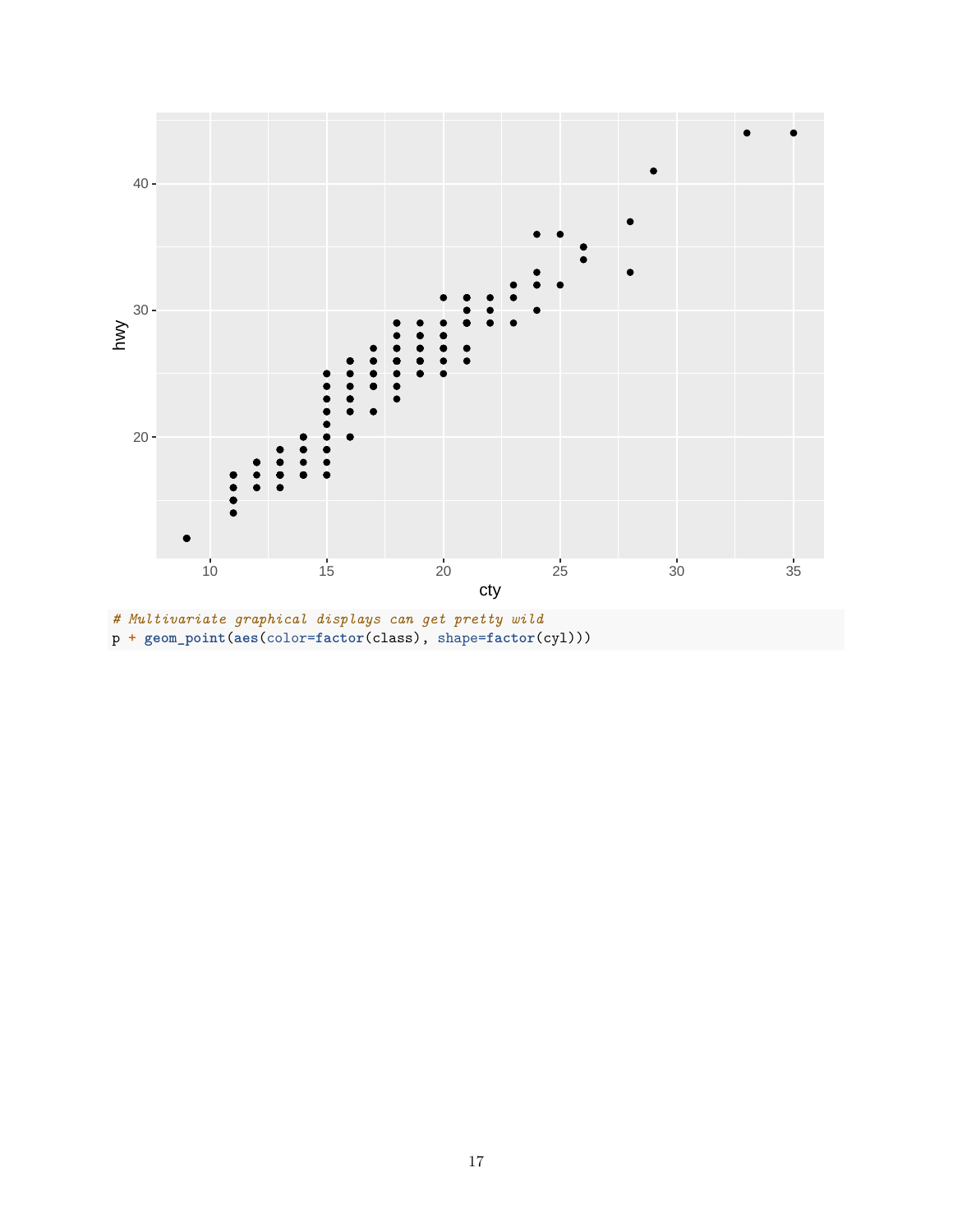```r
# Multivariate graphical displays can get pretty wild
p + geom_point(aes(color=factor(class), shape=factor(cyl)))
```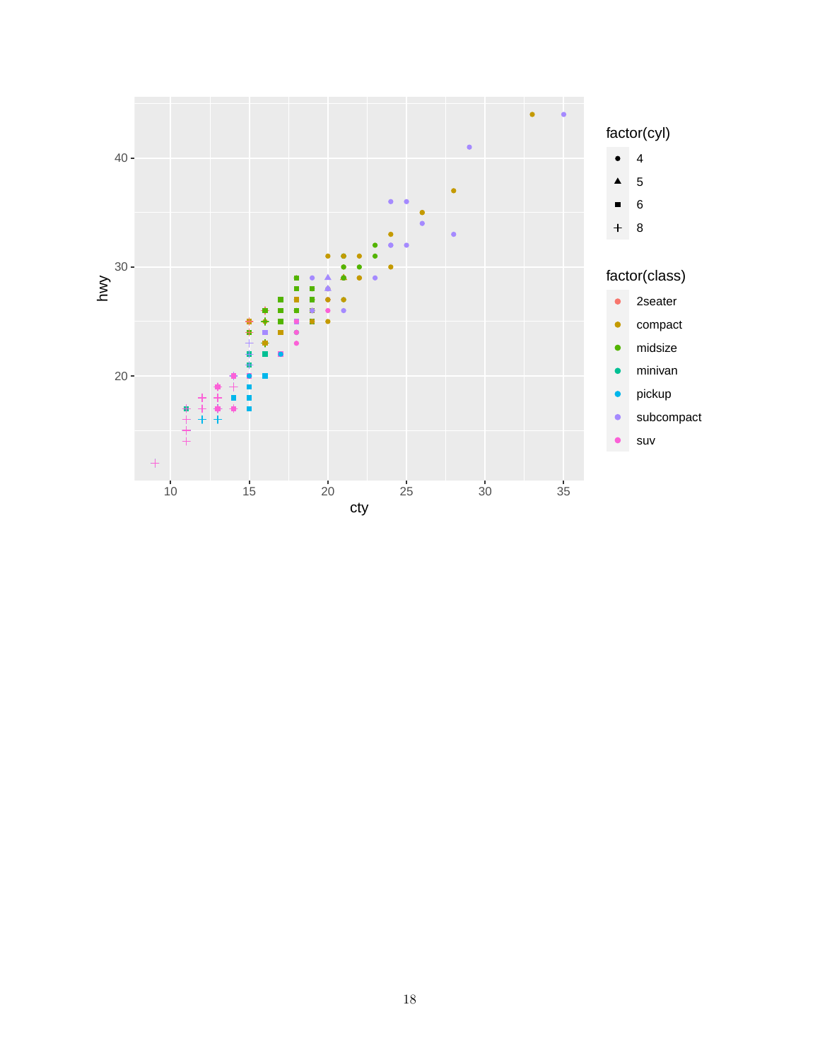hwy

40

30

20

10

15

20

25

30

35

cty

factor(cyl)

4

5

6

8

factor(class)

2seater

compact

midsize

minivan

pickup

subcompact

suv